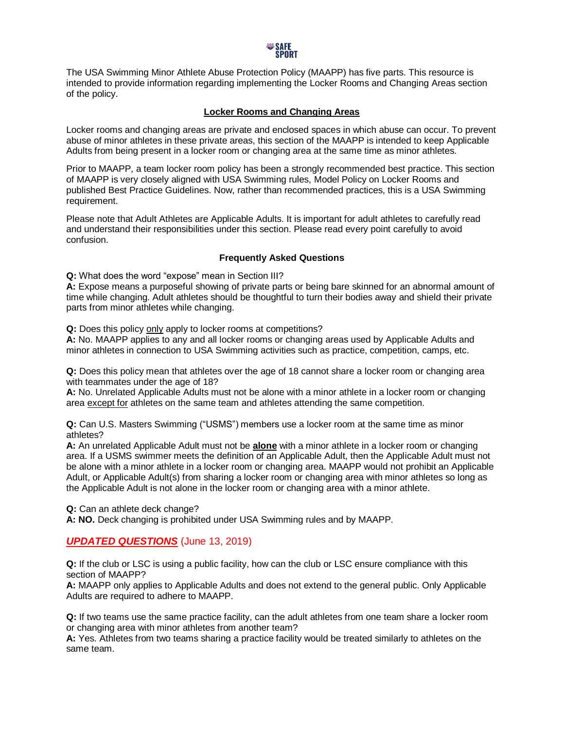The USA Swimming Minor Athlete Abuse Protection Policy (MAAPP) has five parts. This resource is intended to provide information regarding implementing the Locker Rooms and Changing Areas section of the policy.

## Locker Rooms and Changing Areas

Locker rooms and changing areas are private and enclosed spaces in which abuse can occur. To prevent abuse of minor athletes in these private areas, this section of the MAAPP is intended to keep Applicable Adults from being present in a locker room or changing area at the same time as minor athletes.

Prior to MAAPP, a team locker room policy has been a strongly recommended best practice. This section of MAAPP is very closely aligned with USA Swimming rules, Model Policy on Locker Rooms and published Best Practice Guidelines. Now, rather than recommended practices, this is a USA Swimming requirement.

Please note that Adult Athletes are Applicable Adults. It is important for adult athletes to carefully read and understand their responsibilities under this section. Please read every point carefully to avoid confusion.

### Frequently Asked Questions

**Q:** What does the word "expose" mean in Section III?
**A:** Expose means a purposeful showing of private parts or being bare skinned for an abnormal amount of time while changing. Adult athletes should be thoughtful to turn their bodies away and shield their private parts from minor athletes while changing.

**Q:** Does this policy only apply to locker rooms at competitions?
**A:** No. MAAPP applies to any and all locker rooms or changing areas used by Applicable Adults and minor athletes in connection to USA Swimming activities such as practice, competition, camps, etc.

**Q:** Does this policy mean that athletes over the age of 18 cannot share a locker room or changing area with teammates under the age of 18?
**A:** No. Unrelated Applicable Adults must not be alone with a minor athlete in a locker room or changing area except for athletes on the same team and athletes attending the same competition.

**Q:** Can U.S. Masters Swimming ("USMS") members use a locker room at the same time as minor athletes?
**A:** An unrelated Applicable Adult must not be **alone** with a minor athlete in a locker room or changing area. If a USMS swimmer meets the definition of an Applicable Adult, then the Applicable Adult must not be alone with a minor athlete in a locker room or changing area. MAAPP would not prohibit an Applicable Adult, or Applicable Adult(s) from sharing a locker room or changing area with minor athletes so long as the Applicable Adult is not alone in the locker room or changing area with a minor athlete.

**Q:** Can an athlete deck change?
**A: NO.** Deck changing is prohibited under USA Swimming rules and by MAAPP.

### ***UPDATED QUESTIONS*** (June 13, 2019)

**Q:** If the club or LSC is using a public facility, how can the club or LSC ensure compliance with this section of MAAPP?
**A:** MAAPP only applies to Applicable Adults and does not extend to the general public. Only Applicable Adults are required to adhere to MAAPP.

**Q:** If two teams use the same practice facility, can the adult athletes from one team share a locker room or changing area with minor athletes from another team?
**A:** Yes. Athletes from two teams sharing a practice facility would be treated similarly to athletes on the same team.